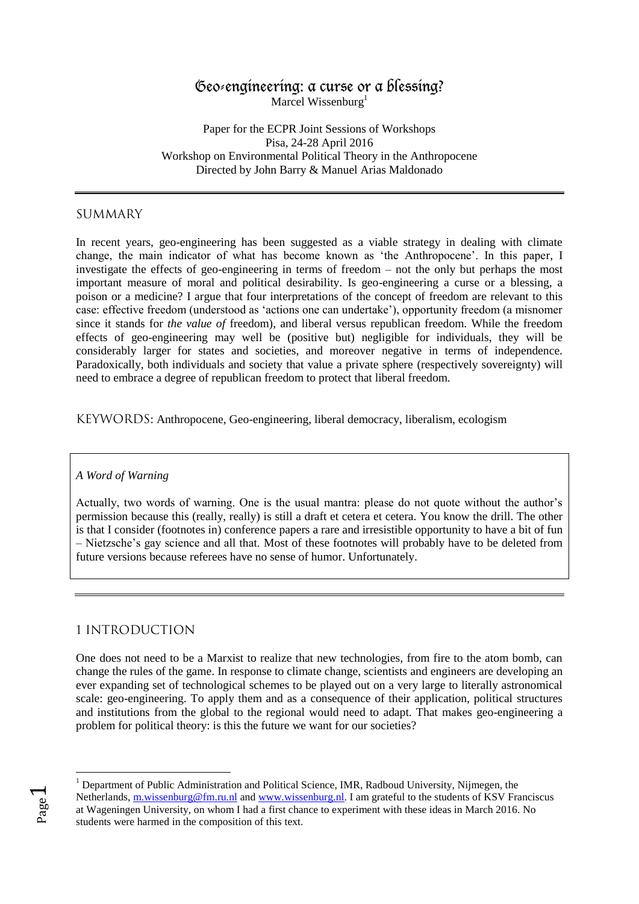# Geo-engineering: a curse or a blessing?

Marcel Wissenburg[1]

Paper for the ECPR Joint Sessions of Workshops
Pisa, 24-28 April 2016
Workshop on Environmental Political Theory in the Anthropocene
Directed by John Barry & Manuel Arias Maldonado

---

## SUMMARY

In recent years, geo-engineering has been suggested as a viable strategy in dealing with climate change, the main indicator of what has become known as 'the Anthropocene'. In this paper, I investigate the effects of geo-engineering in terms of freedom – not the only but perhaps the most important measure of moral and political desirability. Is geo-engineering a curse or a blessing, a poison or a medicine? I argue that four interpretations of the concept of freedom are relevant to this case: effective freedom (understood as 'actions one can undertake'), opportunity freedom (a misnomer since it stands for *the value of* freedom), and liberal versus republican freedom. While the freedom effects of geo-engineering may well be (positive but) negligible for individuals, they will be considerably larger for states and societies, and moreover negative in terms of independence. Paradoxically, both individuals and society that value a private sphere (respectively sovereignty) will need to embrace a degree of republican freedom to protect that liberal freedom.

KEYWORDS: Anthropocene, Geo-engineering, liberal democracy, liberalism, ecologism

> *A Word of Warning*
>
> Actually, two words of warning. One is the usual mantra: please do not quote without the author's permission because this (really, really) is still a draft et cetera et cetera. You know the drill. The other is that I consider (footnotes in) conference papers a rare and irresistible opportunity to have a bit of fun – Nietzsche's gay science and all that. Most of these footnotes will probably have to be deleted from future versions because referees have no sense of humor. Unfortunately.

---

## 1 INTRODUCTION

One does not need to be a Marxist to realize that new technologies, from fire to the atom bomb, can change the rules of the game. In response to climate change, scientists and engineers are developing an ever expanding set of technological schemes to be played out on a very large to literally astronomical scale: geo-engineering. To apply them and as a consequence of their application, political structures and institutions from the global to the regional would need to adapt. That makes geo-engineering a problem for political theory: is this the future we want for our societies?

---

[1] Department of Public Administration and Political Science, IMR, Radboud University, Nijmegen, the Netherlands, m.wissenburg@fm.ru.nl and www.wissenburg.nl. I am grateful to the students of KSV Franciscus at Wageningen University, on whom I had a first chance to experiment with these ideas in March 2016. No students were harmed in the composition of this text.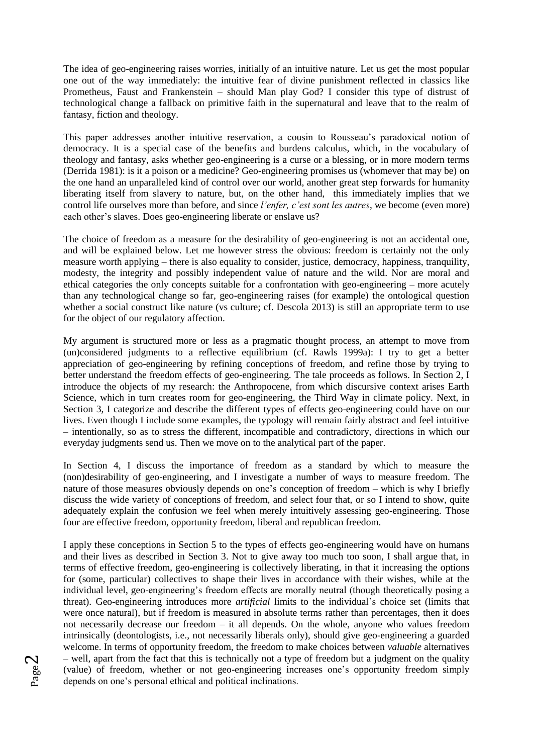The idea of geo-engineering raises worries, initially of an intuitive nature. Let us get the most popular one out of the way immediately: the intuitive fear of divine punishment reflected in classics like Prometheus, Faust and Frankenstein – should Man play God? I consider this type of distrust of technological change a fallback on primitive faith in the supernatural and leave that to the realm of fantasy, fiction and theology.

This paper addresses another intuitive reservation, a cousin to Rousseau's paradoxical notion of democracy. It is a special case of the benefits and burdens calculus, which, in the vocabulary of theology and fantasy, asks whether geo-engineering is a curse or a blessing, or in more modern terms (Derrida 1981): is it a poison or a medicine? Geo-engineering promises us (whomever that may be) on the one hand an unparalleled kind of control over our world, another great step forwards for humanity liberating itself from slavery to nature, but, on the other hand, this immediately implies that we control life ourselves more than before, and since *l'enfer, c'est sont les autres*, we become (even more) each other's slaves. Does geo-engineering liberate or enslave us?

The choice of freedom as a measure for the desirability of geo-engineering is not an accidental one, and will be explained below. Let me however stress the obvious: freedom is certainly not the only measure worth applying – there is also equality to consider, justice, democracy, happiness, tranquility, modesty, the integrity and possibly independent value of nature and the wild. Nor are moral and ethical categories the only concepts suitable for a confrontation with geo-engineering – more acutely than any technological change so far, geo-engineering raises (for example) the ontological question whether a social construct like nature (vs culture; cf. Descola 2013) is still an appropriate term to use for the object of our regulatory affection.

My argument is structured more or less as a pragmatic thought process, an attempt to move from (un)considered judgments to a reflective equilibrium (cf. Rawls 1999a): I try to get a better appreciation of geo-engineering by refining conceptions of freedom, and refine those by trying to better understand the freedom effects of geo-engineering. The tale proceeds as follows. In Section 2, I introduce the objects of my research: the Anthropocene, from which discursive context arises Earth Science, which in turn creates room for geo-engineering, the Third Way in climate policy. Next, in Section 3, I categorize and describe the different types of effects geo-engineering could have on our lives. Even though I include some examples, the typology will remain fairly abstract and feel intuitive – intentionally, so as to stress the different, incompatible and contradictory, directions in which our everyday judgments send us. Then we move on to the analytical part of the paper.

In Section 4, I discuss the importance of freedom as a standard by which to measure the (non)desirability of geo-engineering, and I investigate a number of ways to measure freedom. The nature of those measures obviously depends on one's conception of freedom – which is why I briefly discuss the wide variety of conceptions of freedom, and select four that, or so I intend to show, quite adequately explain the confusion we feel when merely intuitively assessing geo-engineering. Those four are effective freedom, opportunity freedom, liberal and republican freedom.

I apply these conceptions in Section 5 to the types of effects geo-engineering would have on humans and their lives as described in Section 3. Not to give away too much too soon, I shall argue that, in terms of effective freedom, geo-engineering is collectively liberating, in that it increasing the options for (some, particular) collectives to shape their lives in accordance with their wishes, while at the individual level, geo-engineering's freedom effects are morally neutral (though theoretically posing a threat). Geo-engineering introduces more *artificial* limits to the individual's choice set (limits that were once natural), but if freedom is measured in absolute terms rather than percentages, then it does not necessarily decrease our freedom – it all depends. On the whole, anyone who values freedom intrinsically (deontologists, i.e., not necessarily liberals only), should give geo-engineering a guarded welcome. In terms of opportunity freedom, the freedom to make choices between *valuable* alternatives – well, apart from the fact that this is technically not a type of freedom but a judgment on the quality (value) of freedom, whether or not geo-engineering increases one's opportunity freedom simply depends on one's personal ethical and political inclinations.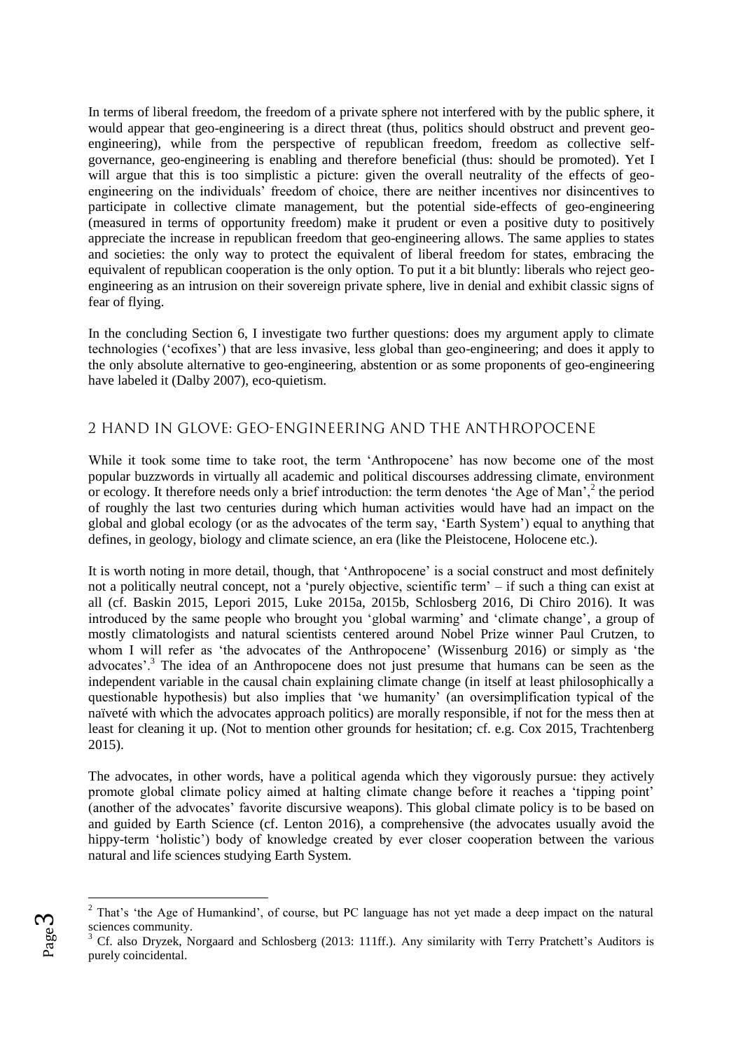In terms of liberal freedom, the freedom of a private sphere not interfered with by the public sphere, it would appear that geo-engineering is a direct threat (thus, politics should obstruct and prevent geo-engineering), while from the perspective of republican freedom, freedom as collective self-governance, geo-engineering is enabling and therefore beneficial (thus: should be promoted). Yet I will argue that this is too simplistic a picture: given the overall neutrality of the effects of geo-engineering on the individuals' freedom of choice, there are neither incentives nor disincentives to participate in collective climate management, but the potential side-effects of geo-engineering (measured in terms of opportunity freedom) make it prudent or even a positive duty to positively appreciate the increase in republican freedom that geo-engineering allows. The same applies to states and societies: the only way to protect the equivalent of liberal freedom for states, embracing the equivalent of republican cooperation is the only option. To put it a bit bluntly: liberals who reject geo-engineering as an intrusion on their sovereign private sphere, live in denial and exhibit classic signs of fear of flying.

In the concluding Section 6, I investigate two further questions: does my argument apply to climate technologies ('ecofixes') that are less invasive, less global than geo-engineering; and does it apply to the only absolute alternative to geo-engineering, abstention or as some proponents of geo-engineering have labeled it (Dalby 2007), eco-quietism.

## 2 Hand in glove: geo-engineering and the Anthropocene

While it took some time to take root, the term 'Anthropocene' has now become one of the most popular buzzwords in virtually all academic and political discourses addressing climate, environment or ecology. It therefore needs only a brief introduction: the term denotes 'the Age of Man',[2] the period of roughly the last two centuries during which human activities would have had an impact on the global and global ecology (or as the advocates of the term say, 'Earth System') equal to anything that defines, in geology, biology and climate science, an era (like the Pleistocene, Holocene etc.).

It is worth noting in more detail, though, that 'Anthropocene' is a social construct and most definitely not a politically neutral concept, not a 'purely objective, scientific term' – if such a thing can exist at all (cf. Baskin 2015, Lepori 2015, Luke 2015a, 2015b, Schlosberg 2016, Di Chiro 2016). It was introduced by the same people who brought you 'global warming' and 'climate change', a group of mostly climatologists and natural scientists centered around Nobel Prize winner Paul Crutzen, to whom I will refer as 'the advocates of the Anthropocene' (Wissenburg 2016) or simply as 'the advocates'.[3] The idea of an Anthropocene does not just presume that humans can be seen as the independent variable in the causal chain explaining climate change (in itself at least philosophically a questionable hypothesis) but also implies that 'we humanity' (an oversimplification typical of the naïveté with which the advocates approach politics) are morally responsible, if not for the mess then at least for cleaning it up. (Not to mention other grounds for hesitation; cf. e.g. Cox 2015, Trachtenberg 2015).

The advocates, in other words, have a political agenda which they vigorously pursue: they actively promote global climate policy aimed at halting climate change before it reaches a 'tipping point' (another of the advocates' favorite discursive weapons). This global climate policy is to be based on and guided by Earth Science (cf. Lenton 2016), a comprehensive (the advocates usually avoid the hippy-term 'holistic') body of knowledge created by ever closer cooperation between the various natural and life sciences studying Earth System.

---

[2] That's 'the Age of Humankind', of course, but PC language has not yet made a deep impact on the natural sciences community.

[3] Cf. also Dryzek, Norgaard and Schlosberg (2013: 111ff.). Any similarity with Terry Pratchett's Auditors is purely coincidental.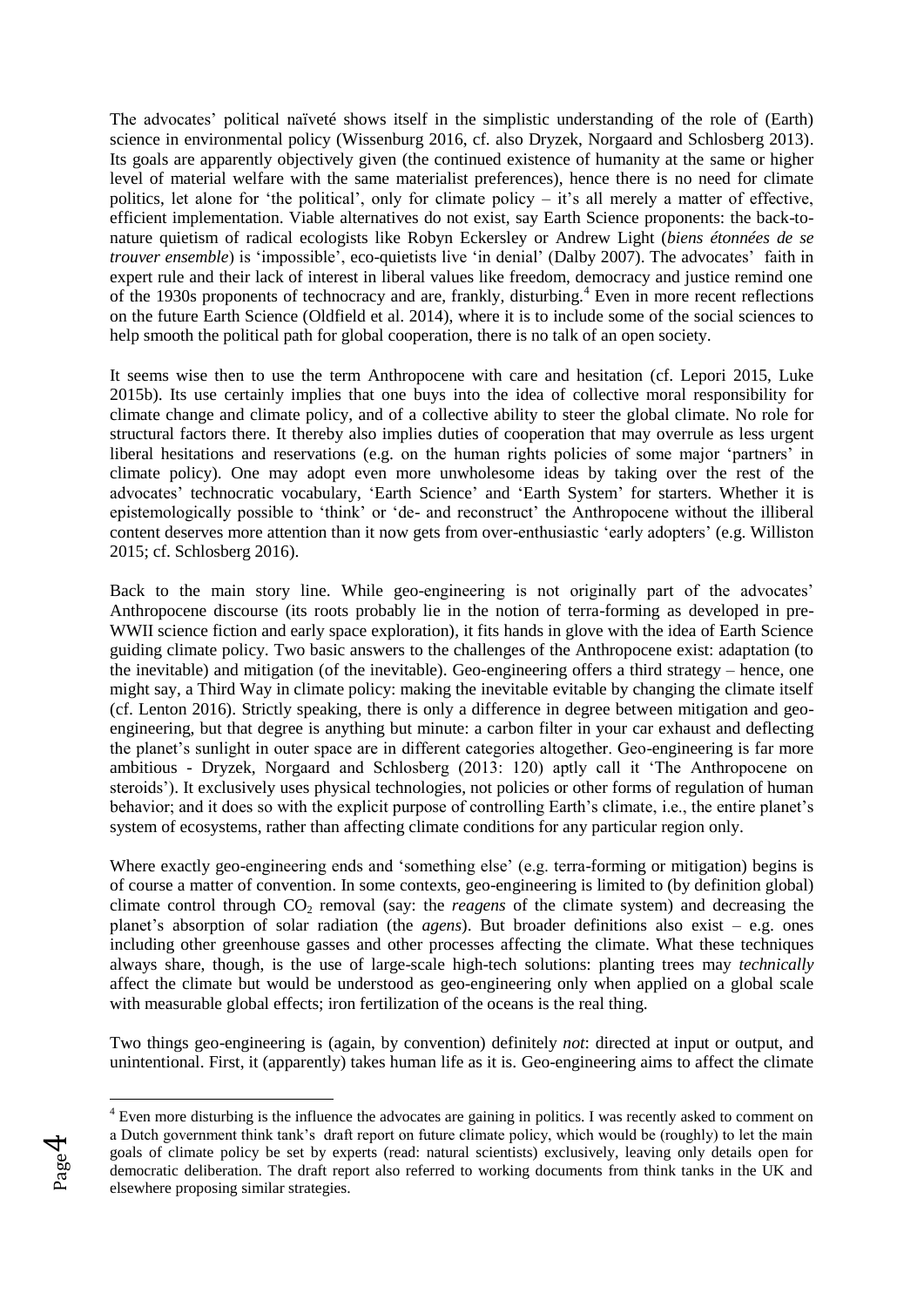The advocates' political naïveté shows itself in the simplistic understanding of the role of (Earth) science in environmental policy (Wissenburg 2016, cf. also Dryzek, Norgaard and Schlosberg 2013). Its goals are apparently objectively given (the continued existence of humanity at the same or higher level of material welfare with the same materialist preferences), hence there is no need for climate politics, let alone for 'the political', only for climate policy – it's all merely a matter of effective, efficient implementation. Viable alternatives do not exist, say Earth Science proponents: the back-to-nature quietism of radical ecologists like Robyn Eckersley or Andrew Light (*biens étonnées de se trouver ensemble*) is 'impossible', eco-quietists live 'in denial' (Dalby 2007). The advocates' faith in expert rule and their lack of interest in liberal values like freedom, democracy and justice remind one of the 1930s proponents of technocracy and are, frankly, disturbing.[4] Even in more recent reflections on the future Earth Science (Oldfield et al. 2014), where it is to include some of the social sciences to help smooth the political path for global cooperation, there is no talk of an open society.

It seems wise then to use the term Anthropocene with care and hesitation (cf. Lepori 2015, Luke 2015b). Its use certainly implies that one buys into the idea of collective moral responsibility for climate change and climate policy, and of a collective ability to steer the global climate. No role for structural factors there. It thereby also implies duties of cooperation that may overrule as less urgent liberal hesitations and reservations (e.g. on the human rights policies of some major 'partners' in climate policy). One may adopt even more unwholesome ideas by taking over the rest of the advocates' technocratic vocabulary, 'Earth Science' and 'Earth System' for starters. Whether it is epistemologically possible to 'think' or 'de- and reconstruct' the Anthropocene without the illiberal content deserves more attention than it now gets from over-enthusiastic 'early adopters' (e.g. Williston 2015; cf. Schlosberg 2016).

Back to the main story line. While geo-engineering is not originally part of the advocates' Anthropocene discourse (its roots probably lie in the notion of terra-forming as developed in pre-WWII science fiction and early space exploration), it fits hands in glove with the idea of Earth Science guiding climate policy. Two basic answers to the challenges of the Anthropocene exist: adaptation (to the inevitable) and mitigation (of the inevitable). Geo-engineering offers a third strategy – hence, one might say, a Third Way in climate policy: making the inevitable evitable by changing the climate itself (cf. Lenton 2016). Strictly speaking, there is only a difference in degree between mitigation and geo-engineering, but that degree is anything but minute: a carbon filter in your car exhaust and deflecting the planet's sunlight in outer space are in different categories altogether. Geo-engineering is far more ambitious - Dryzek, Norgaard and Schlosberg (2013: 120) aptly call it 'The Anthropocene on steroids'). It exclusively uses physical technologies, not policies or other forms of regulation of human behavior; and it does so with the explicit purpose of controlling Earth's climate, i.e., the entire planet's system of ecosystems, rather than affecting climate conditions for any particular region only.

Where exactly geo-engineering ends and 'something else' (e.g. terra-forming or mitigation) begins is of course a matter of convention. In some contexts, geo-engineering is limited to (by definition global) climate control through $CO_2$ removal (say: the *reagens* of the climate system) and decreasing the planet's absorption of solar radiation (the *agens*). But broader definitions also exist – e.g. ones including other greenhouse gasses and other processes affecting the climate. What these techniques always share, though, is the use of large-scale high-tech solutions: planting trees may *technically* affect the climate but would be understood as geo-engineering only when applied on a global scale with measurable global effects; iron fertilization of the oceans is the real thing.

Two things geo-engineering is (again, by convention) definitely *not*: directed at input or output, and unintentional. First, it (apparently) takes human life as it is. Geo-engineering aims to affect the climate

---

[4] Even more disturbing is the influence the advocates are gaining in politics. I was recently asked to comment on a Dutch government think tank's draft report on future climate policy, which would be (roughly) to let the main goals of climate policy be set by experts (read: natural scientists) exclusively, leaving only details open for democratic deliberation. The draft report also referred to working documents from think tanks in the UK and elsewhere proposing similar strategies.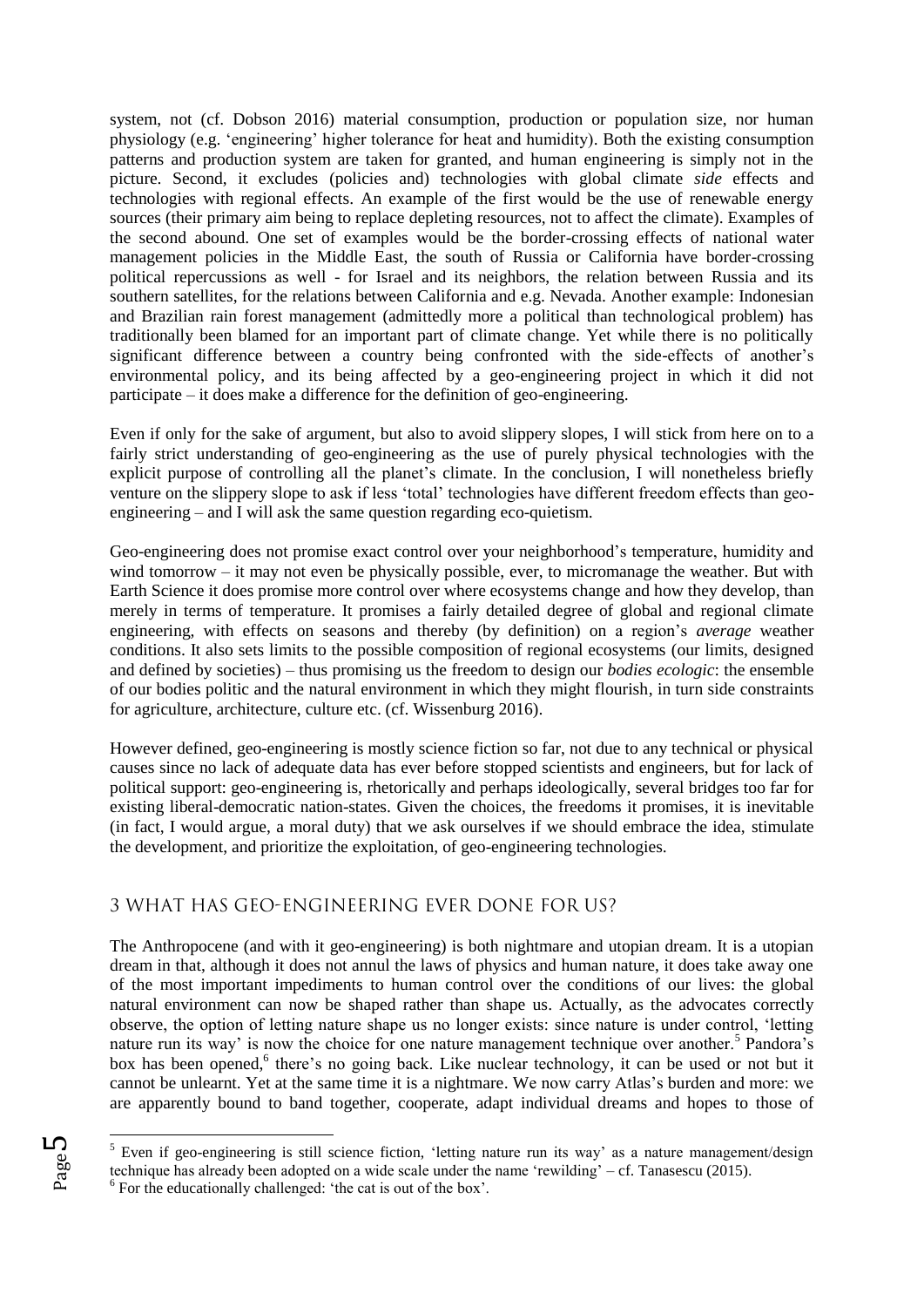system, not (cf. Dobson 2016) material consumption, production or population size, nor human physiology (e.g. 'engineering' higher tolerance for heat and humidity). Both the existing consumption patterns and production system are taken for granted, and human engineering is simply not in the picture. Second, it excludes (policies and) technologies with global climate *side* effects and technologies with regional effects. An example of the first would be the use of renewable energy sources (their primary aim being to replace depleting resources, not to affect the climate). Examples of the second abound. One set of examples would be the border-crossing effects of national water management policies in the Middle East, the south of Russia or California have border-crossing political repercussions as well - for Israel and its neighbors, the relation between Russia and its southern satellites, for the relations between California and e.g. Nevada. Another example: Indonesian and Brazilian rain forest management (admittedly more a political than technological problem) has traditionally been blamed for an important part of climate change. Yet while there is no politically significant difference between a country being confronted with the side-effects of another's environmental policy, and its being affected by a geo-engineering project in which it did not participate – it does make a difference for the definition of geo-engineering.

Even if only for the sake of argument, but also to avoid slippery slopes, I will stick from here on to a fairly strict understanding of geo-engineering as the use of purely physical technologies with the explicit purpose of controlling all the planet's climate. In the conclusion, I will nonetheless briefly venture on the slippery slope to ask if less 'total' technologies have different freedom effects than geo-engineering – and I will ask the same question regarding eco-quietism.

Geo-engineering does not promise exact control over your neighborhood's temperature, humidity and wind tomorrow – it may not even be physically possible, ever, to micromanage the weather. But with Earth Science it does promise more control over where ecosystems change and how they develop, than merely in terms of temperature. It promises a fairly detailed degree of global and regional climate engineering, with effects on seasons and thereby (by definition) on a region's *average* weather conditions. It also sets limits to the possible composition of regional ecosystems (our limits, designed and defined by societies) – thus promising us the freedom to design our *bodies ecologic*: the ensemble of our bodies politic and the natural environment in which they might flourish, in turn side constraints for agriculture, architecture, culture etc. (cf. Wissenburg 2016).

However defined, geo-engineering is mostly science fiction so far, not due to any technical or physical causes since no lack of adequate data has ever before stopped scientists and engineers, but for lack of political support: geo-engineering is, rhetorically and perhaps ideologically, several bridges too far for existing liberal-democratic nation-states. Given the choices, the freedoms it promises, it is inevitable (in fact, I would argue, a moral duty) that we ask ourselves if we should embrace the idea, stimulate the development, and prioritize the exploitation, of geo-engineering technologies.

## 3 What has geo-engineering ever done for us?

The Anthropocene (and with it geo-engineering) is both nightmare and utopian dream. It is a utopian dream in that, although it does not annul the laws of physics and human nature, it does take away one of the most important impediments to human control over the conditions of our lives: the global natural environment can now be shaped rather than shape us. Actually, as the advocates correctly observe, the option of letting nature shape us no longer exists: since nature is under control, 'letting nature run its way' is now the choice for one nature management technique over another.[5] Pandora's box has been opened,[6] there's no going back. Like nuclear technology, it can be used or not but it cannot be unlearnt. Yet at the same time it is a nightmare. We now carry Atlas's burden and more: we are apparently bound to band together, cooperate, adapt individual dreams and hopes to those of

---

[5] Even if geo-engineering is still science fiction, 'letting nature run its way' as a nature management/design technique has already been adopted on a wide scale under the name 'rewilding' – cf. Tanasescu (2015).

[6] For the educationally challenged: 'the cat is out of the box'.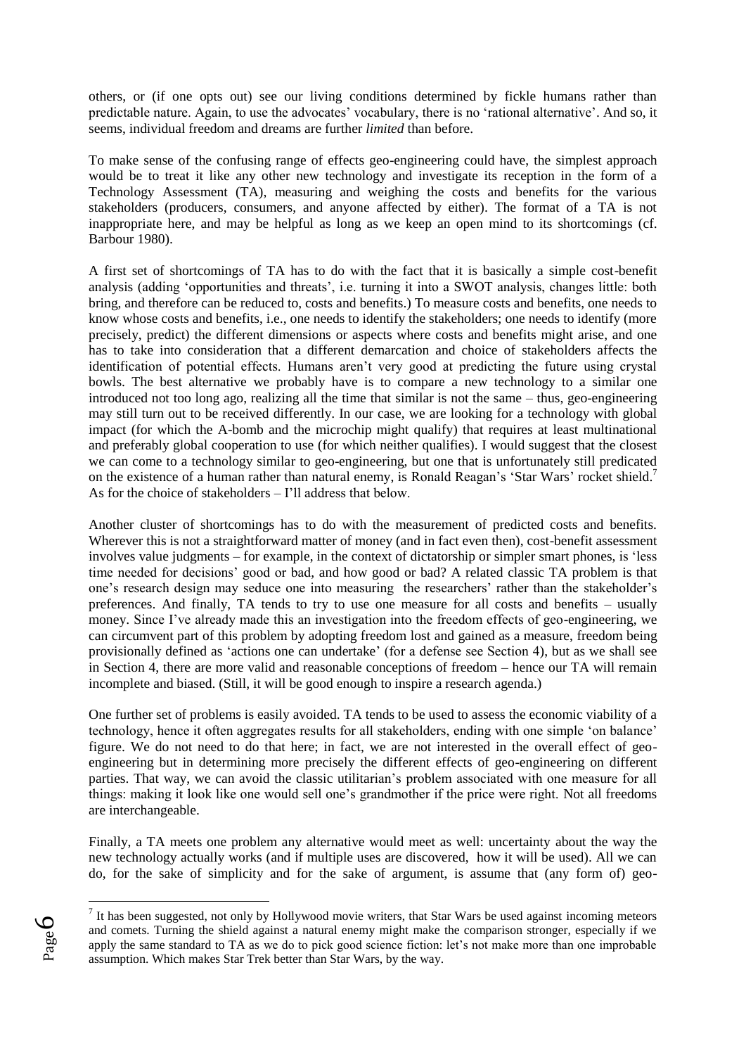others, or (if one opts out) see our living conditions determined by fickle humans rather than predictable nature. Again, to use the advocates' vocabulary, there is no 'rational alternative'. And so, it seems, individual freedom and dreams are further *limited* than before.

To make sense of the confusing range of effects geo-engineering could have, the simplest approach would be to treat it like any other new technology and investigate its reception in the form of a Technology Assessment (TA), measuring and weighing the costs and benefits for the various stakeholders (producers, consumers, and anyone affected by either). The format of a TA is not inappropriate here, and may be helpful as long as we keep an open mind to its shortcomings (cf. Barbour 1980).

A first set of shortcomings of TA has to do with the fact that it is basically a simple cost-benefit analysis (adding 'opportunities and threats', i.e. turning it into a SWOT analysis, changes little: both bring, and therefore can be reduced to, costs and benefits.) To measure costs and benefits, one needs to know whose costs and benefits, i.e., one needs to identify the stakeholders; one needs to identify (more precisely, predict) the different dimensions or aspects where costs and benefits might arise, and one has to take into consideration that a different demarcation and choice of stakeholders affects the identification of potential effects. Humans aren't very good at predicting the future using crystal bowls. The best alternative we probably have is to compare a new technology to a similar one introduced not too long ago, realizing all the time that similar is not the same – thus, geo-engineering may still turn out to be received differently. In our case, we are looking for a technology with global impact (for which the A-bomb and the microchip might qualify) that requires at least multinational and preferably global cooperation to use (for which neither qualifies). I would suggest that the closest we can come to a technology similar to geo-engineering, but one that is unfortunately still predicated on the existence of a human rather than natural enemy, is Ronald Reagan's 'Star Wars' rocket shield.[7] As for the choice of stakeholders – I'll address that below.

Another cluster of shortcomings has to do with the measurement of predicted costs and benefits. Wherever this is not a straightforward matter of money (and in fact even then), cost-benefit assessment involves value judgments – for example, in the context of dictatorship or simpler smart phones, is 'less time needed for decisions' good or bad, and how good or bad? A related classic TA problem is that one's research design may seduce one into measuring the researchers' rather than the stakeholder's preferences. And finally, TA tends to try to use one measure for all costs and benefits – usually money. Since I've already made this an investigation into the freedom effects of geo-engineering, we can circumvent part of this problem by adopting freedom lost and gained as a measure, freedom being provisionally defined as 'actions one can undertake' (for a defense see Section 4), but as we shall see in Section 4, there are more valid and reasonable conceptions of freedom – hence our TA will remain incomplete and biased. (Still, it will be good enough to inspire a research agenda.)

One further set of problems is easily avoided. TA tends to be used to assess the economic viability of a technology, hence it often aggregates results for all stakeholders, ending with one simple 'on balance' figure. We do not need to do that here; in fact, we are not interested in the overall effect of geo-engineering but in determining more precisely the different effects of geo-engineering on different parties. That way, we can avoid the classic utilitarian's problem associated with one measure for all things: making it look like one would sell one's grandmother if the price were right. Not all freedoms are interchangeable.

Finally, a TA meets one problem any alternative would meet as well: uncertainty about the way the new technology actually works (and if multiple uses are discovered, how it will be used). All we can do, for the sake of simplicity and for the sake of argument, is assume that (any form of) geo-

---

[7] It has been suggested, not only by Hollywood movie writers, that Star Wars be used against incoming meteors and comets. Turning the shield against a natural enemy might make the comparison stronger, especially if we apply the same standard to TA as we do to pick good science fiction: let's not make more than one improbable assumption. Which makes Star Trek better than Star Wars, by the way.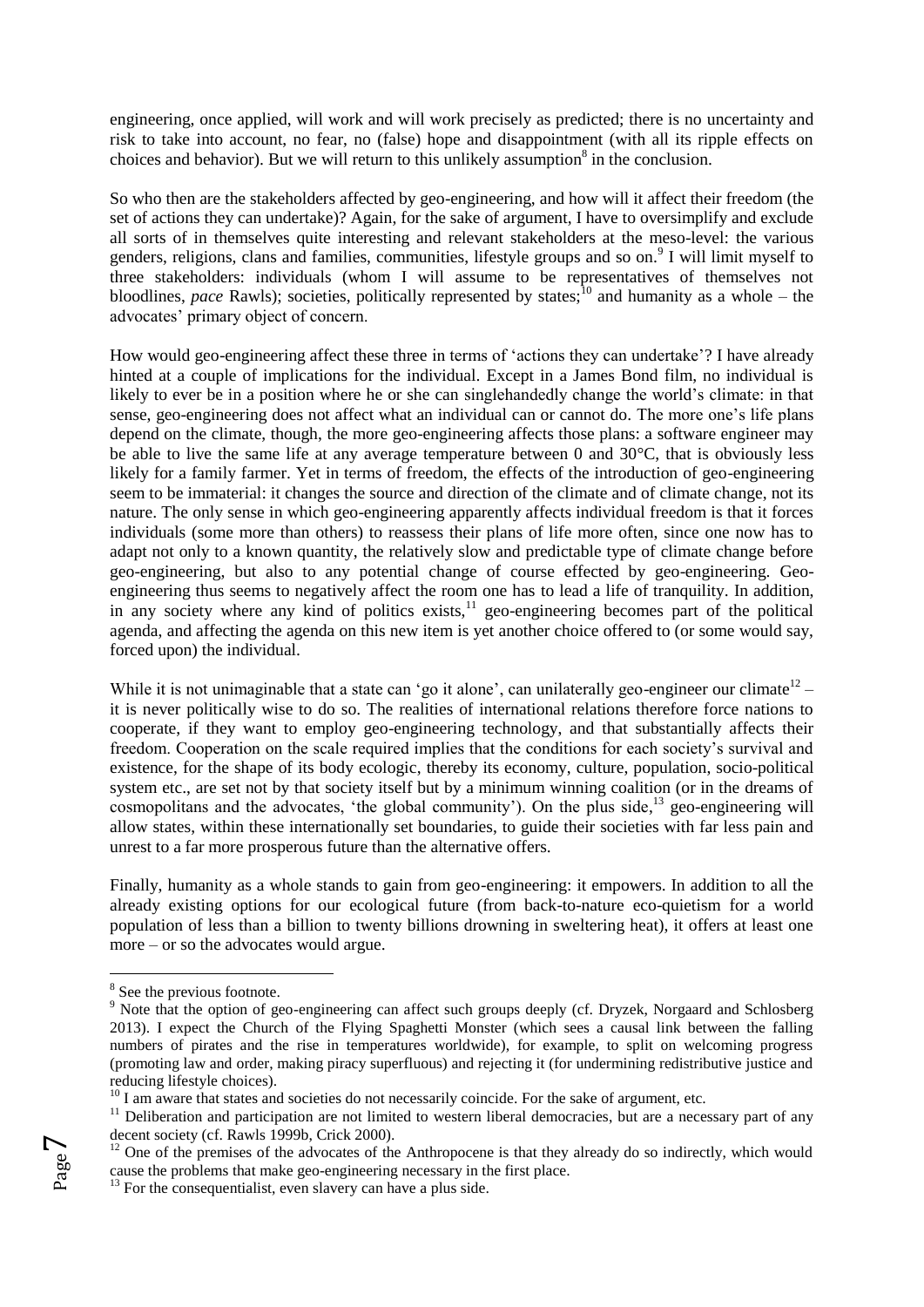engineering, once applied, will work and will work precisely as predicted; there is no uncertainty and risk to take into account, no fear, no (false) hope and disappointment (with all its ripple effects on choices and behavior). But we will return to this unlikely assumption[8] in the conclusion.

So who then are the stakeholders affected by geo-engineering, and how will it affect their freedom (the set of actions they can undertake)? Again, for the sake of argument, I have to oversimplify and exclude all sorts of in themselves quite interesting and relevant stakeholders at the meso-level: the various genders, religions, clans and families, communities, lifestyle groups and so on.[9] I will limit myself to three stakeholders: individuals (whom I will assume to be representatives of themselves not bloodlines, *pace* Rawls); societies, politically represented by states;[10] and humanity as a whole – the advocates' primary object of concern.

How would geo-engineering affect these three in terms of 'actions they can undertake'? I have already hinted at a couple of implications for the individual. Except in a James Bond film, no individual is likely to ever be in a position where he or she can singlehandedly change the world's climate: in that sense, geo-engineering does not affect what an individual can or cannot do. The more one's life plans depend on the climate, though, the more geo-engineering affects those plans: a software engineer may be able to live the same life at any average temperature between 0 and 30°C, that is obviously less likely for a family farmer. Yet in terms of freedom, the effects of the introduction of geo-engineering seem to be immaterial: it changes the source and direction of the climate and of climate change, not its nature. The only sense in which geo-engineering apparently affects individual freedom is that it forces individuals (some more than others) to reassess their plans of life more often, since one now has to adapt not only to a known quantity, the relatively slow and predictable type of climate change before geo-engineering, but also to any potential change of course effected by geo-engineering. Geo-engineering thus seems to negatively affect the room one has to lead a life of tranquility. In addition, in any society where any kind of politics exists,[11] geo-engineering becomes part of the political agenda, and affecting the agenda on this new item is yet another choice offered to (or some would say, forced upon) the individual.

While it is not unimaginable that a state can 'go it alone', can unilaterally geo-engineer our climate[12] – it is never politically wise to do so. The realities of international relations therefore force nations to cooperate, if they want to employ geo-engineering technology, and that substantially affects their freedom. Cooperation on the scale required implies that the conditions for each society's survival and existence, for the shape of its body ecologic, thereby its economy, culture, population, socio-political system etc., are set not by that society itself but by a minimum winning coalition (or in the dreams of cosmopolitans and the advocates, 'the global community'). On the plus side,[13] geo-engineering will allow states, within these internationally set boundaries, to guide their societies with far less pain and unrest to a far more prosperous future than the alternative offers.

Finally, humanity as a whole stands to gain from geo-engineering: it empowers. In addition to all the already existing options for our ecological future (from back-to-nature eco-quietism for a world population of less than a billion to twenty billions drowning in sweltering heat), it offers at least one more – or so the advocates would argue.

---

[8] See the previous footnote.

[9] Note that the option of geo-engineering can affect such groups deeply (cf. Dryzek, Norgaard and Schlosberg 2013). I expect the Church of the Flying Spaghetti Monster (which sees a causal link between the falling numbers of pirates and the rise in temperatures worldwide), for example, to split on welcoming progress (promoting law and order, making piracy superfluous) and rejecting it (for undermining redistributive justice and reducing lifestyle choices).

[10] I am aware that states and societies do not necessarily coincide. For the sake of argument, etc.

[11] Deliberation and participation are not limited to western liberal democracies, but are a necessary part of any decent society (cf. Rawls 1999b, Crick 2000).

[12] One of the premises of the advocates of the Anthropocene is that they already do so indirectly, which would cause the problems that make geo-engineering necessary in the first place.

[13] For the consequentialist, even slavery can have a plus side.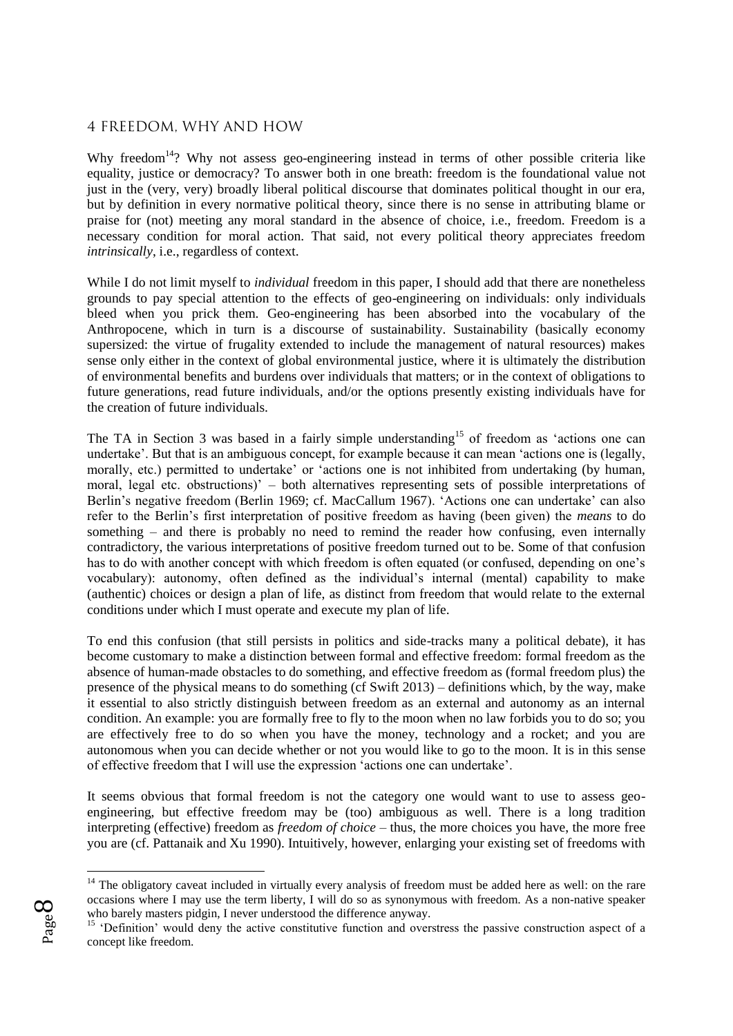## 4 FREEDOM, WHY AND HOW

Why freedom[14]? Why not assess geo-engineering instead in terms of other possible criteria like equality, justice or democracy? To answer both in one breath: freedom is the foundational value not just in the (very, very) broadly liberal political discourse that dominates political thought in our era, but by definition in every normative political theory, since there is no sense in attributing blame or praise for (not) meeting any moral standard in the absence of choice, i.e., freedom. Freedom is a necessary condition for moral action. That said, not every political theory appreciates freedom *intrinsically*, i.e., regardless of context.

While I do not limit myself to *individual* freedom in this paper, I should add that there are nonetheless grounds to pay special attention to the effects of geo-engineering on individuals: only individuals bleed when you prick them. Geo-engineering has been absorbed into the vocabulary of the Anthropocene, which in turn is a discourse of sustainability. Sustainability (basically economy supersized: the virtue of frugality extended to include the management of natural resources) makes sense only either in the context of global environmental justice, where it is ultimately the distribution of environmental benefits and burdens over individuals that matters; or in the context of obligations to future generations, read future individuals, and/or the options presently existing individuals have for the creation of future individuals.

The TA in Section 3 was based in a fairly simple understanding[15] of freedom as 'actions one can undertake'. But that is an ambiguous concept, for example because it can mean 'actions one is (legally, morally, etc.) permitted to undertake' or 'actions one is not inhibited from undertaking (by human, moral, legal etc. obstructions)' – both alternatives representing sets of possible interpretations of Berlin's negative freedom (Berlin 1969; cf. MacCallum 1967). 'Actions one can undertake' can also refer to the Berlin's first interpretation of positive freedom as having (been given) the *means* to do something – and there is probably no need to remind the reader how confusing, even internally contradictory, the various interpretations of positive freedom turned out to be. Some of that confusion has to do with another concept with which freedom is often equated (or confused, depending on one's vocabulary): autonomy, often defined as the individual's internal (mental) capability to make (authentic) choices or design a plan of life, as distinct from freedom that would relate to the external conditions under which I must operate and execute my plan of life.

To end this confusion (that still persists in politics and side-tracks many a political debate), it has become customary to make a distinction between formal and effective freedom: formal freedom as the absence of human-made obstacles to do something, and effective freedom as (formal freedom plus) the presence of the physical means to do something (cf Swift 2013) – definitions which, by the way, make it essential to also strictly distinguish between freedom as an external and autonomy as an internal condition. An example: you are formally free to fly to the moon when no law forbids you to do so; you are effectively free to do so when you have the money, technology and a rocket; and you are autonomous when you can decide whether or not you would like to go to the moon. It is in this sense of effective freedom that I will use the expression 'actions one can undertake'.

It seems obvious that formal freedom is not the category one would want to use to assess geo-engineering, but effective freedom may be (too) ambiguous as well. There is a long tradition interpreting (effective) freedom as *freedom of choice* – thus, the more choices you have, the more free you are (cf. Pattanaik and Xu 1990). Intuitively, however, enlarging your existing set of freedoms with

---

[14] The obligatory caveat included in virtually every analysis of freedom must be added here as well: on the rare occasions where I may use the term liberty, I will do so as synonymous with freedom. As a non-native speaker who barely masters pidgin, I never understood the difference anyway.

[15] 'Definition' would deny the active constitutive function and overstress the passive construction aspect of a concept like freedom.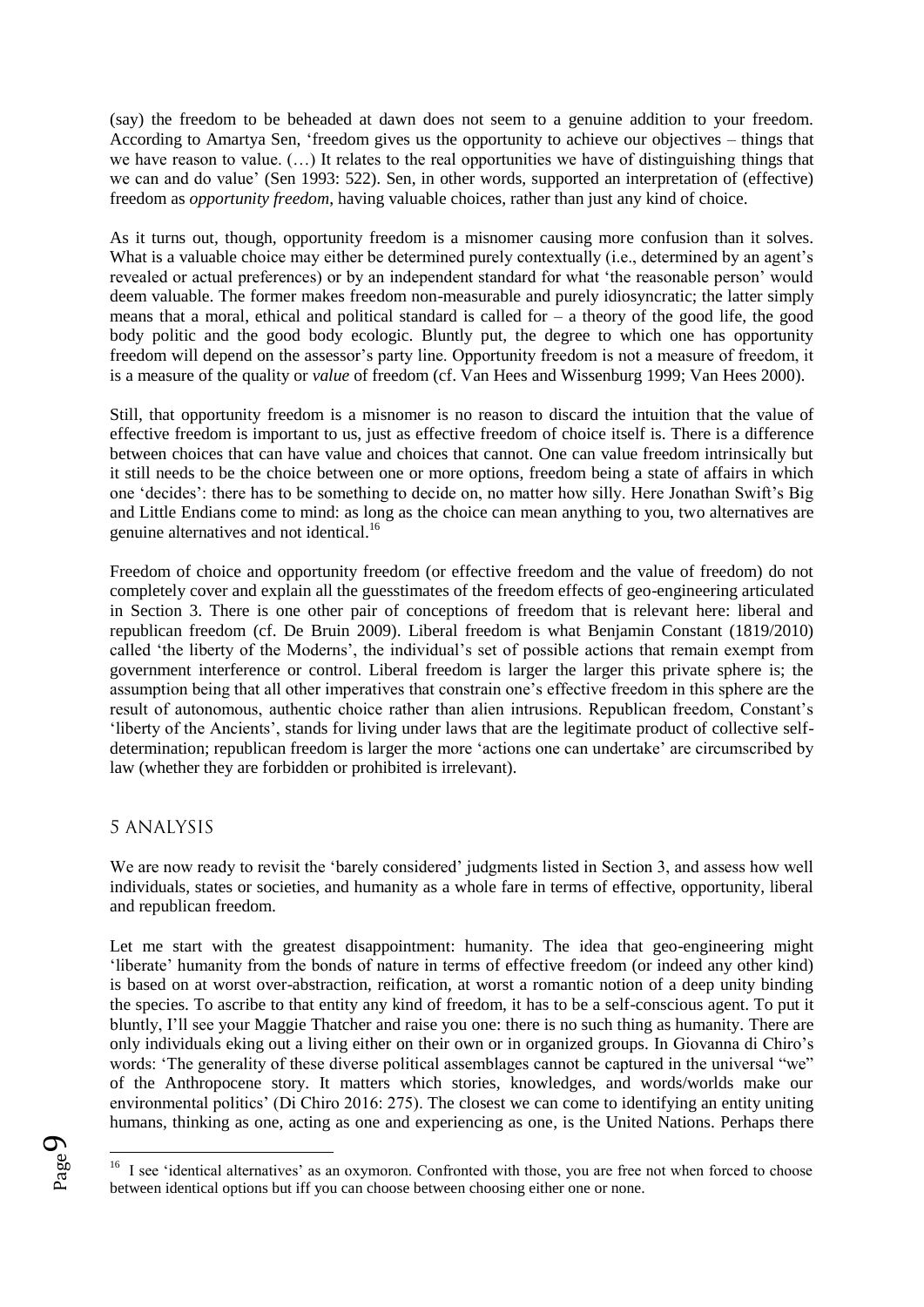(say) the freedom to be beheaded at dawn does not seem to a genuine addition to your freedom. According to Amartya Sen, 'freedom gives us the opportunity to achieve our objectives – things that we have reason to value. (…) It relates to the real opportunities we have of distinguishing things that we can and do value' (Sen 1993: 522). Sen, in other words, supported an interpretation of (effective) freedom as *opportunity freedom*, having valuable choices, rather than just any kind of choice.

As it turns out, though, opportunity freedom is a misnomer causing more confusion than it solves. What is a valuable choice may either be determined purely contextually (i.e., determined by an agent's revealed or actual preferences) or by an independent standard for what 'the reasonable person' would deem valuable. The former makes freedom non-measurable and purely idiosyncratic; the latter simply means that a moral, ethical and political standard is called for – a theory of the good life, the good body politic and the good body ecologic. Bluntly put, the degree to which one has opportunity freedom will depend on the assessor's party line. Opportunity freedom is not a measure of freedom, it is a measure of the quality or *value* of freedom (cf. Van Hees and Wissenburg 1999; Van Hees 2000).

Still, that opportunity freedom is a misnomer is no reason to discard the intuition that the value of effective freedom is important to us, just as effective freedom of choice itself is. There is a difference between choices that can have value and choices that cannot. One can value freedom intrinsically but it still needs to be the choice between one or more options, freedom being a state of affairs in which one 'decides': there has to be something to decide on, no matter how silly. Here Jonathan Swift's Big and Little Endians come to mind: as long as the choice can mean anything to you, two alternatives are genuine alternatives and not identical.[16]

Freedom of choice and opportunity freedom (or effective freedom and the value of freedom) do not completely cover and explain all the guesstimates of the freedom effects of geo-engineering articulated in Section 3. There is one other pair of conceptions of freedom that is relevant here: liberal and republican freedom (cf. De Bruin 2009). Liberal freedom is what Benjamin Constant (1819/2010) called 'the liberty of the Moderns', the individual's set of possible actions that remain exempt from government interference or control. Liberal freedom is larger the larger this private sphere is; the assumption being that all other imperatives that constrain one's effective freedom in this sphere are the result of autonomous, authentic choice rather than alien intrusions. Republican freedom, Constant's 'liberty of the Ancients', stands for living under laws that are the legitimate product of collective self-determination; republican freedom is larger the more 'actions one can undertake' are circumscribed by law (whether they are forbidden or prohibited is irrelevant).

## 5 ANALYSIS

We are now ready to revisit the 'barely considered' judgments listed in Section 3, and assess how well individuals, states or societies, and humanity as a whole fare in terms of effective, opportunity, liberal and republican freedom.

Let me start with the greatest disappointment: humanity. The idea that geo-engineering might 'liberate' humanity from the bonds of nature in terms of effective freedom (or indeed any other kind) is based on at worst over-abstraction, reification, at worst a romantic notion of a deep unity binding the species. To ascribe to that entity any kind of freedom, it has to be a self-conscious agent. To put it bluntly, I'll see your Maggie Thatcher and raise you one: there is no such thing as humanity. There are only individuals eking out a living either on their own or in organized groups. In Giovanna di Chiro's words: 'The generality of these diverse political assemblages cannot be captured in the universal "we" of the Anthropocene story. It matters which stories, knowledges, and words/worlds make our environmental politics' (Di Chiro 2016: 275). The closest we can come to identifying an entity uniting humans, thinking as one, acting as one and experiencing as one, is the United Nations. Perhaps there

[16] I see 'identical alternatives' as an oxymoron. Confronted with those, you are free not when forced to choose between identical options but iff you can choose between choosing either one or none.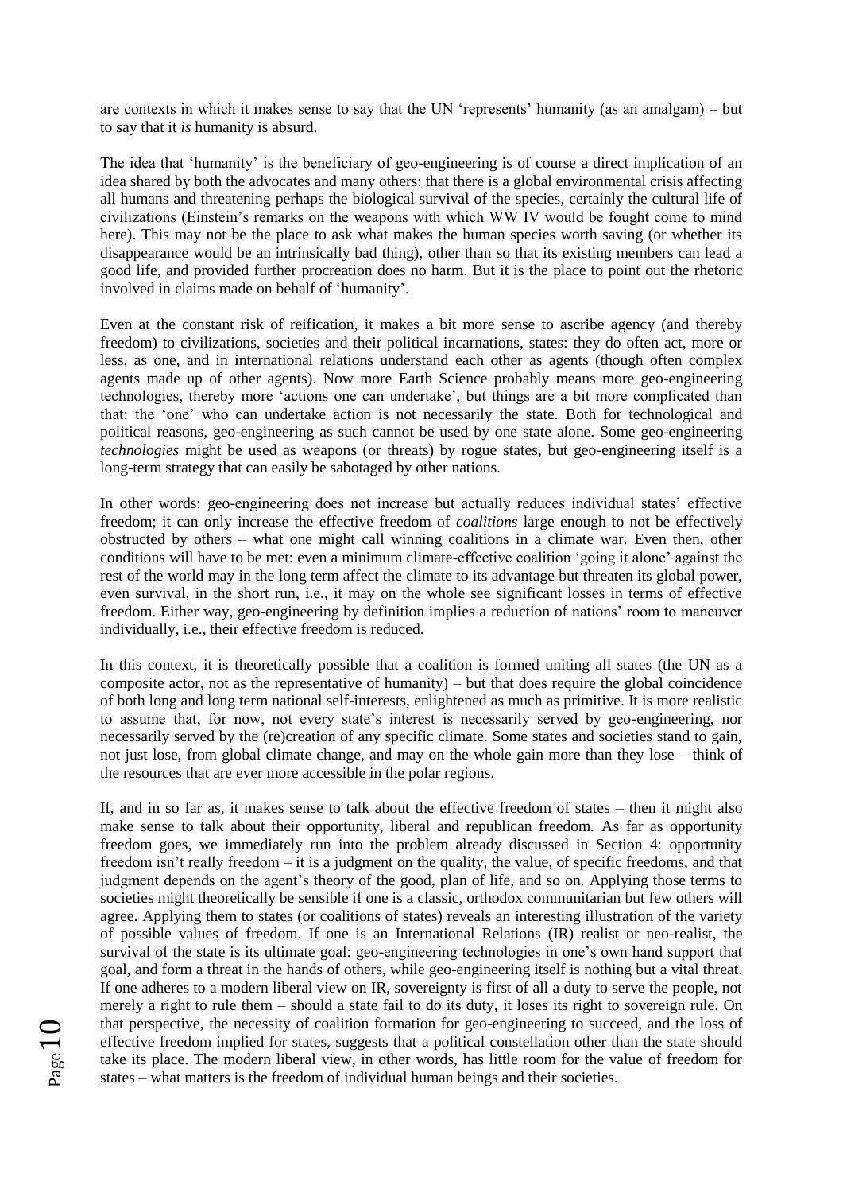are contexts in which it makes sense to say that the UN 'represents' humanity (as an amalgam) – but to say that it *is* humanity is absurd.

The idea that 'humanity' is the beneficiary of geo-engineering is of course a direct implication of an idea shared by both the advocates and many others: that there is a global environmental crisis affecting all humans and threatening perhaps the biological survival of the species, certainly the cultural life of civilizations (Einstein's remarks on the weapons with which WW IV would be fought come to mind here). This may not be the place to ask what makes the human species worth saving (or whether its disappearance would be an intrinsically bad thing), other than so that its existing members can lead a good life, and provided further procreation does no harm. But it is the place to point out the rhetoric involved in claims made on behalf of 'humanity'.

Even at the constant risk of reification, it makes a bit more sense to ascribe agency (and thereby freedom) to civilizations, societies and their political incarnations, states: they do often act, more or less, as one, and in international relations understand each other as agents (though often complex agents made up of other agents). Now more Earth Science probably means more geo-engineering technologies, thereby more 'actions one can undertake', but things are a bit more complicated than that: the 'one' who can undertake action is not necessarily the state. Both for technological and political reasons, geo-engineering as such cannot be used by one state alone. Some geo-engineering *technologies* might be used as weapons (or threats) by rogue states, but geo-engineering itself is a long-term strategy that can easily be sabotaged by other nations.

In other words: geo-engineering does not increase but actually reduces individual states' effective freedom; it can only increase the effective freedom of *coalitions* large enough to not be effectively obstructed by others – what one might call winning coalitions in a climate war. Even then, other conditions will have to be met: even a minimum climate-effective coalition 'going it alone' against the rest of the world may in the long term affect the climate to its advantage but threaten its global power, even survival, in the short run, i.e., it may on the whole see significant losses in terms of effective freedom. Either way, geo-engineering by definition implies a reduction of nations' room to maneuver individually, i.e., their effective freedom is reduced.

In this context, it is theoretically possible that a coalition is formed uniting all states (the UN as a composite actor, not as the representative of humanity) – but that does require the global coincidence of both long and long term national self-interests, enlightened as much as primitive. It is more realistic to assume that, for now, not every state's interest is necessarily served by geo-engineering, nor necessarily served by the (re)creation of any specific climate. Some states and societies stand to gain, not just lose, from global climate change, and may on the whole gain more than they lose – think of the resources that are ever more accessible in the polar regions.

If, and in so far as, it makes sense to talk about the effective freedom of states – then it might also make sense to talk about their opportunity, liberal and republican freedom. As far as opportunity freedom goes, we immediately run into the problem already discussed in Section 4: opportunity freedom isn't really freedom – it is a judgment on the quality, the value, of specific freedoms, and that judgment depends on the agent's theory of the good, plan of life, and so on. Applying those terms to societies might theoretically be sensible if one is a classic, orthodox communitarian but few others will agree. Applying them to states (or coalitions of states) reveals an interesting illustration of the variety of possible values of freedom. If one is an International Relations (IR) realist or neo-realist, the survival of the state is its ultimate goal: geo-engineering technologies in one's own hand support that goal, and form a threat in the hands of others, while geo-engineering itself is nothing but a vital threat. If one adheres to a modern liberal view on IR, sovereignty is first of all a duty to serve the people, not merely a right to rule them – should a state fail to do its duty, it loses its right to sovereign rule. On that perspective, the necessity of coalition formation for geo-engineering to succeed, and the loss of effective freedom implied for states, suggests that a political constellation other than the state should take its place. The modern liberal view, in other words, has little room for the value of freedom for states – what matters is the freedom of individual human beings and their societies.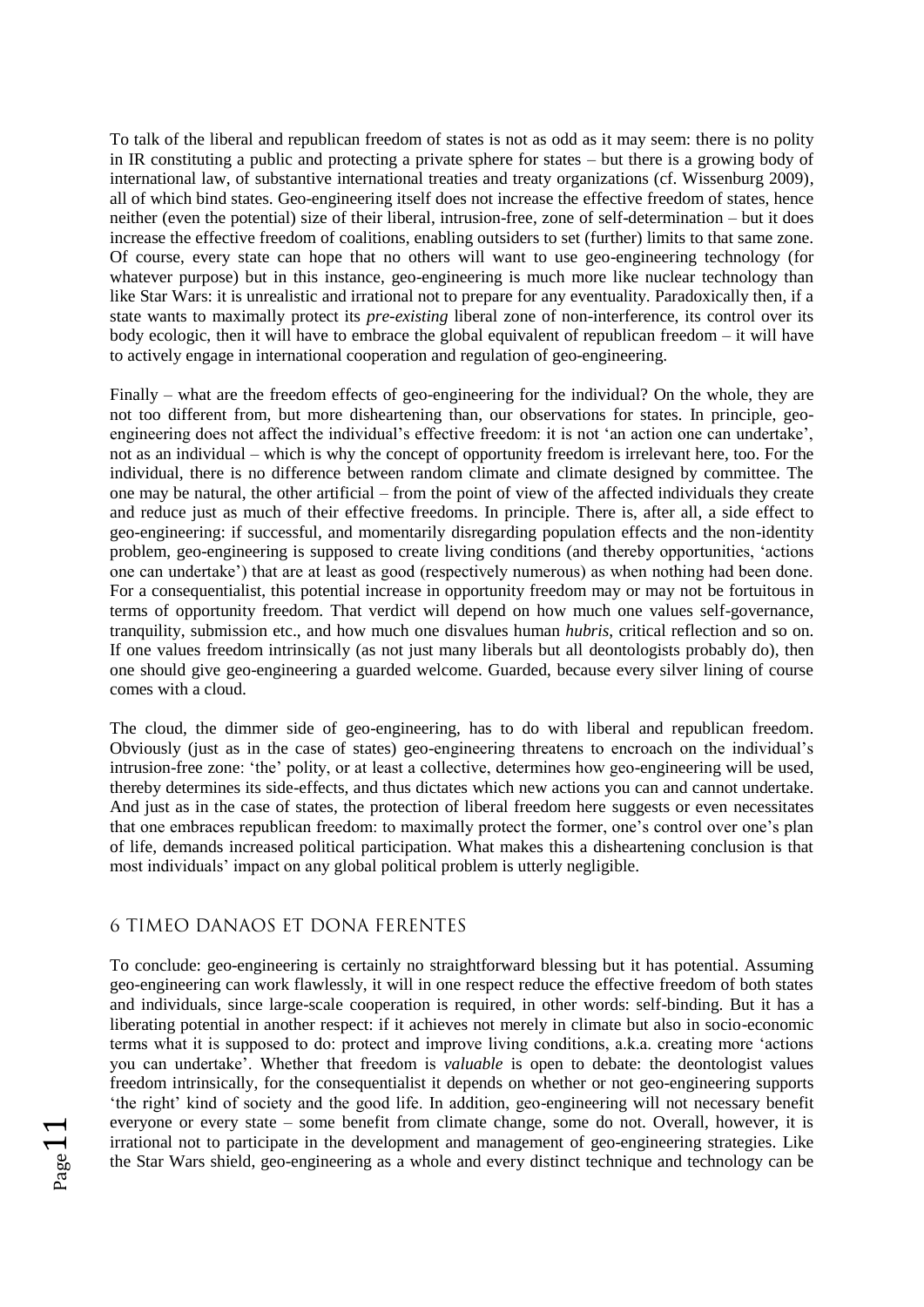To talk of the liberal and republican freedom of states is not as odd as it may seem: there is no polity in IR constituting a public and protecting a private sphere for states – but there is a growing body of international law, of substantive international treaties and treaty organizations (cf. Wissenburg 2009), all of which bind states. Geo-engineering itself does not increase the effective freedom of states, hence neither (even the potential) size of their liberal, intrusion-free, zone of self-determination – but it does increase the effective freedom of coalitions, enabling outsiders to set (further) limits to that same zone. Of course, every state can hope that no others will want to use geo-engineering technology (for whatever purpose) but in this instance, geo-engineering is much more like nuclear technology than like Star Wars: it is unrealistic and irrational not to prepare for any eventuality. Paradoxically then, if a state wants to maximally protect its *pre-existing* liberal zone of non-interference, its control over its body ecologic, then it will have to embrace the global equivalent of republican freedom – it will have to actively engage in international cooperation and regulation of geo-engineering.

Finally – what are the freedom effects of geo-engineering for the individual? On the whole, they are not too different from, but more disheartening than, our observations for states. In principle, geo-engineering does not affect the individual's effective freedom: it is not 'an action one can undertake', not as an individual – which is why the concept of opportunity freedom is irrelevant here, too. For the individual, there is no difference between random climate and climate designed by committee. The one may be natural, the other artificial – from the point of view of the affected individuals they create and reduce just as much of their effective freedoms. In principle. There is, after all, a side effect to geo-engineering: if successful, and momentarily disregarding population effects and the non-identity problem, geo-engineering is supposed to create living conditions (and thereby opportunities, 'actions one can undertake') that are at least as good (respectively numerous) as when nothing had been done. For a consequentialist, this potential increase in opportunity freedom may or may not be fortuitous in terms of opportunity freedom. That verdict will depend on how much one values self-governance, tranquility, submission etc., and how much one disvalues human *hubris*, critical reflection and so on. If one values freedom intrinsically (as not just many liberals but all deontologists probably do), then one should give geo-engineering a guarded welcome. Guarded, because every silver lining of course comes with a cloud.

The cloud, the dimmer side of geo-engineering, has to do with liberal and republican freedom. Obviously (just as in the case of states) geo-engineering threatens to encroach on the individual's intrusion-free zone: 'the' polity, or at least a collective, determines how geo-engineering will be used, thereby determines its side-effects, and thus dictates which new actions you can and cannot undertake. And just as in the case of states, the protection of liberal freedom here suggests or even necessitates that one embraces republican freedom: to maximally protect the former, one's control over one's plan of life, demands increased political participation. What makes this a disheartening conclusion is that most individuals' impact on any global political problem is utterly negligible.

## 6 TIMEO DANAOS ET DONA FERENTES

To conclude: geo-engineering is certainly no straightforward blessing but it has potential. Assuming geo-engineering can work flawlessly, it will in one respect reduce the effective freedom of both states and individuals, since large-scale cooperation is required, in other words: self-binding. But it has a liberating potential in another respect: if it achieves not merely in climate but also in socio-economic terms what it is supposed to do: protect and improve living conditions, a.k.a. creating more 'actions you can undertake'. Whether that freedom is *valuable* is open to debate: the deontologist values freedom intrinsically, for the consequentialist it depends on whether or not geo-engineering supports 'the right' kind of society and the good life. In addition, geo-engineering will not necessary benefit everyone or every state – some benefit from climate change, some do not. Overall, however, it is irrational not to participate in the development and management of geo-engineering strategies. Like the Star Wars shield, geo-engineering as a whole and every distinct technique and technology can be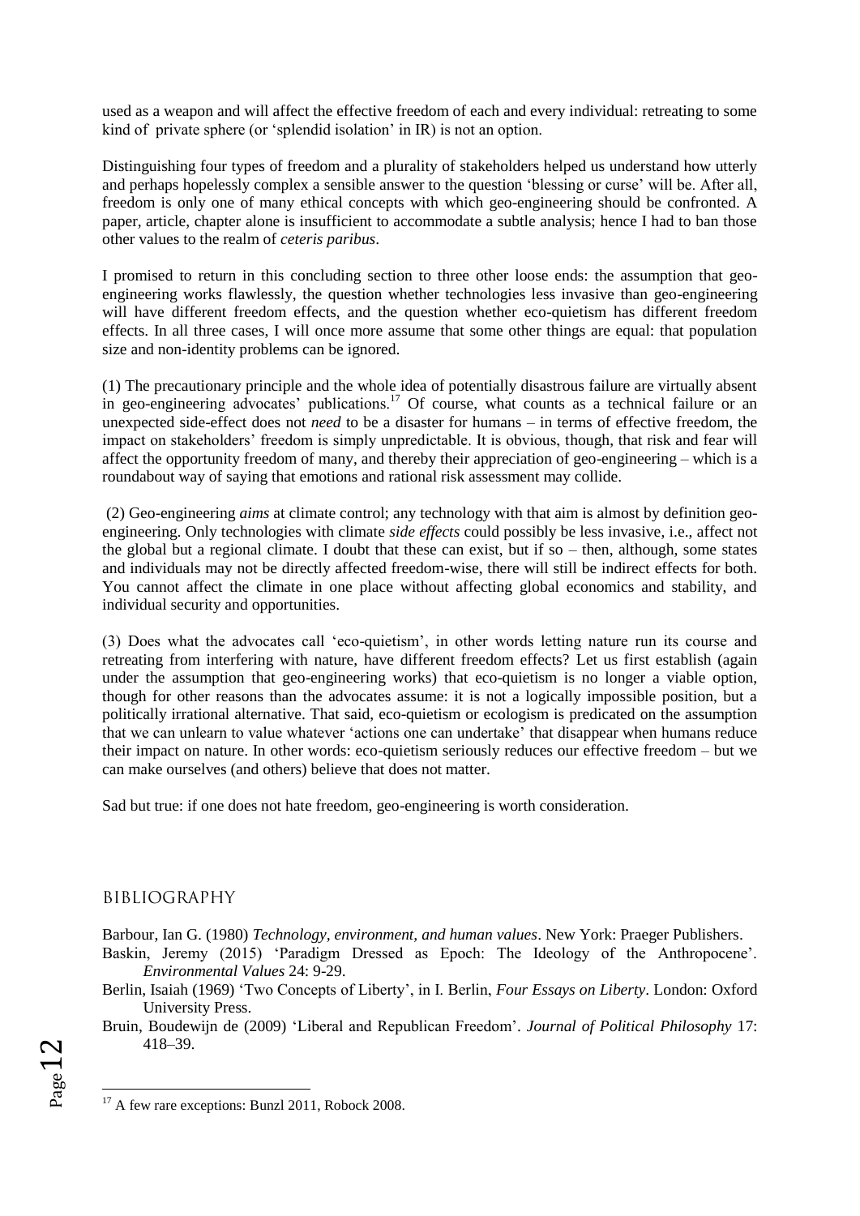used as a weapon and will affect the effective freedom of each and every individual: retreating to some kind of private sphere (or 'splendid isolation' in IR) is not an option.

Distinguishing four types of freedom and a plurality of stakeholders helped us understand how utterly and perhaps hopelessly complex a sensible answer to the question 'blessing or curse' will be. After all, freedom is only one of many ethical concepts with which geo-engineering should be confronted. A paper, article, chapter alone is insufficient to accommodate a subtle analysis; hence I had to ban those other values to the realm of *ceteris paribus*.

I promised to return in this concluding section to three other loose ends: the assumption that geo-engineering works flawlessly, the question whether technologies less invasive than geo-engineering will have different freedom effects, and the question whether eco-quietism has different freedom effects. In all three cases, I will once more assume that some other things are equal: that population size and non-identity problems can be ignored.

(1) The precautionary principle and the whole idea of potentially disastrous failure are virtually absent in geo-engineering advocates' publications.[17] Of course, what counts as a technical failure or an unexpected side-effect does not *need* to be a disaster for humans – in terms of effective freedom, the impact on stakeholders' freedom is simply unpredictable. It is obvious, though, that risk and fear will affect the opportunity freedom of many, and thereby their appreciation of geo-engineering – which is a roundabout way of saying that emotions and rational risk assessment may collide.

(2) Geo-engineering *aims* at climate control; any technology with that aim is almost by definition geo-engineering. Only technologies with climate *side effects* could possibly be less invasive, i.e., affect not the global but a regional climate. I doubt that these can exist, but if so – then, although, some states and individuals may not be directly affected freedom-wise, there will still be indirect effects for both. You cannot affect the climate in one place without affecting global economics and stability, and individual security and opportunities.

(3) Does what the advocates call 'eco-quietism', in other words letting nature run its course and retreating from interfering with nature, have different freedom effects? Let us first establish (again under the assumption that geo-engineering works) that eco-quietism is no longer a viable option, though for other reasons than the advocates assume: it is not a logically impossible position, but a politically irrational alternative. That said, eco-quietism or ecologism is predicated on the assumption that we can unlearn to value whatever 'actions one can undertake' that disappear when humans reduce their impact on nature. In other words: eco-quietism seriously reduces our effective freedom – but we can make ourselves (and others) believe that does not matter.

Sad but true: if one does not hate freedom, geo-engineering is worth consideration.

## BIBLIOGRAPHY

Barbour, Ian G. (1980) *Technology, environment, and human values*. New York: Praeger Publishers.

Baskin, Jeremy (2015) 'Paradigm Dressed as Epoch: The Ideology of the Anthropocene'. *Environmental Values* 24: 9-29.

Berlin, Isaiah (1969) 'Two Concepts of Liberty', in I. Berlin, *Four Essays on Liberty*. London: Oxford University Press.

Bruin, Boudewijn de (2009) 'Liberal and Republican Freedom'. *Journal of Political Philosophy* 17: 418–39.

[17] A few rare exceptions: Bunzl 2011, Robock 2008.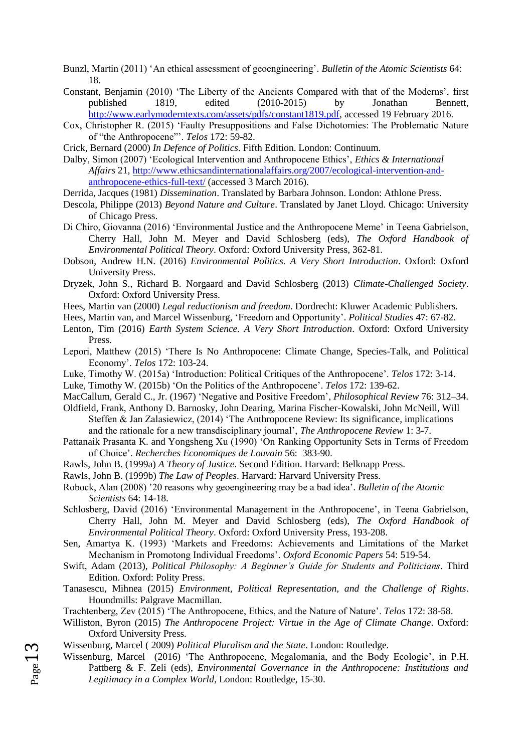Bunzl, Martin (2011) 'An ethical assessment of geoengineering'. *Bulletin of the Atomic Scientists* 64: 18.

Constant, Benjamin (2010) 'The Liberty of the Ancients Compared with that of the Moderns', first published 1819, edited (2010-2015) by Jonathan Bennett, http://www.earlymoderntexts.com/assets/pdfs/constant1819.pdf, accessed 19 February 2016.

Cox, Christopher R. (2015) 'Faulty Presuppositions and False Dichotomies: The Problematic Nature of "the Anthropocene"'. *Telos* 172: 59-82.

Crick, Bernard (2000) *In Defence of Politics*. Fifth Edition. London: Continuum.

Dalby, Simon (2007) 'Ecological Intervention and Anthropocene Ethics', *Ethics & International Affairs* 21, http://www.ethicsandinternationalaffairs.org/2007/ecological-intervention-and-anthropocene-ethics-full-text/ (accessed 3 March 2016).

Derrida, Jacques (1981) *Dissemination*. Translated by Barbara Johnson. London: Athlone Press.

Descola, Philippe (2013) *Beyond Nature and Culture*. Translated by Janet Lloyd. Chicago: University of Chicago Press.

Di Chiro, Giovanna (2016) 'Environmental Justice and the Anthropocene Meme' in Teena Gabrielson, Cherry Hall, John M. Meyer and David Schlosberg (eds), *The Oxford Handbook of Environmental Political Theory*. Oxford: Oxford University Press, 362-81.

Dobson, Andrew H.N. (2016) *Environmental Politics. A Very Short Introduction*. Oxford: Oxford University Press.

Dryzek, John S., Richard B. Norgaard and David Schlosberg (2013) *Climate-Challenged Society*. Oxford: Oxford University Press.

Hees, Martin van (2000) *Legal reductionism and freedom*. Dordrecht: Kluwer Academic Publishers.

Hees, Martin van, and Marcel Wissenburg, 'Freedom and Opportunity'. *Political Studies* 47: 67-82.

Lenton, Tim (2016) *Earth System Science. A Very Short Introduction*. Oxford: Oxford University Press.

Lepori, Matthew (2015) 'There Is No Anthropocene: Climate Change, Species-Talk, and Polittical Economy'. *Telos* 172: 103-24.

Luke, Timothy W. (2015a) 'Introduction: Political Critiques of the Anthropocene'. *Telos* 172: 3-14.

Luke, Timothy W. (2015b) 'On the Politics of the Anthropocene'. *Telos* 172: 139-62.

MacCallum, Gerald C., Jr. (1967) 'Negative and Positive Freedom', *Philosophical Review* 76: 312–34.

Oldfield, Frank, Anthony D. Barnosky, John Dearing, Marina Fischer-Kowalski, John McNeill, Will Steffen & Jan Zalasiewicz, (2014) 'The Anthropocene Review: Its significance, implications and the rationale for a new transdisciplinary journal', *The Anthropocene Review* 1: 3-7.

Pattanaik Prasanta K. and Yongsheng Xu (1990) 'On Ranking Opportunity Sets in Terms of Freedom of Choice'. *Recherches Economiques de Louvain* 56: 383-90.

Rawls, John B. (1999a) *A Theory of Justice*. Second Edition. Harvard: Belknap Press.

Rawls, John B. (1999b) *The Law of Peoples*. Harvard: Harvard University Press.

Robock, Alan (2008) '20 reasons why geoengineering may be a bad idea'. *Bulletin of the Atomic Scientists* 64: 14-18.

Schlosberg, David (2016) 'Environmental Management in the Anthropocene', in Teena Gabrielson, Cherry Hall, John M. Meyer and David Schlosberg (eds), *The Oxford Handbook of Environmental Political Theory*. Oxford: Oxford University Press, 193-208.

Sen, Amartya K. (1993) 'Markets and Freedoms: Achievements and Limitations of the Market Mechanism in Promotong Individual Freedoms'. *Oxford Economic Papers* 54: 519-54.

Swift, Adam (2013), *Political Philosophy: A Beginner's Guide for Students and Politicians*. Third Edition. Oxford: Polity Press.

Tanasescu, Mihnea (2015) *Environment, Political Representation, and the Challenge of Rights*. Houndmills: Palgrave Macmillan.

Trachtenberg, Zev (2015) 'The Anthropocene, Ethics, and the Nature of Nature'. *Telos* 172: 38-58.

Williston, Byron (2015) *The Anthropocene Project: Virtue in the Age of Climate Change*. Oxford: Oxford University Press.

Wissenburg, Marcel ( 2009) *Political Pluralism and the State*. London: Routledge.

Wissenburg, Marcel (2016) 'The Anthropocene, Megalomania, and the Body Ecologic', in P.H. Pattberg & F. Zeli (eds), *Environmental Governance in the Anthropocene: Institutions and Legitimacy in a Complex World*, London: Routledge, 15-30.